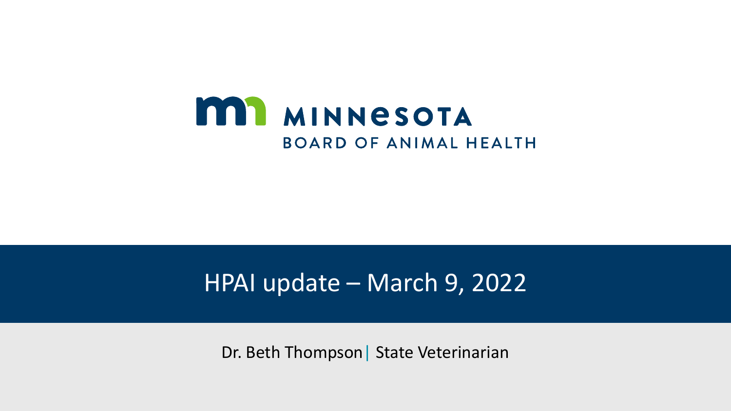MINNESOTA

BOARD OF ANIMAL HEALTH

# HPAI update – March 9, 2022

Dr. Beth Thompson | State Veterinarian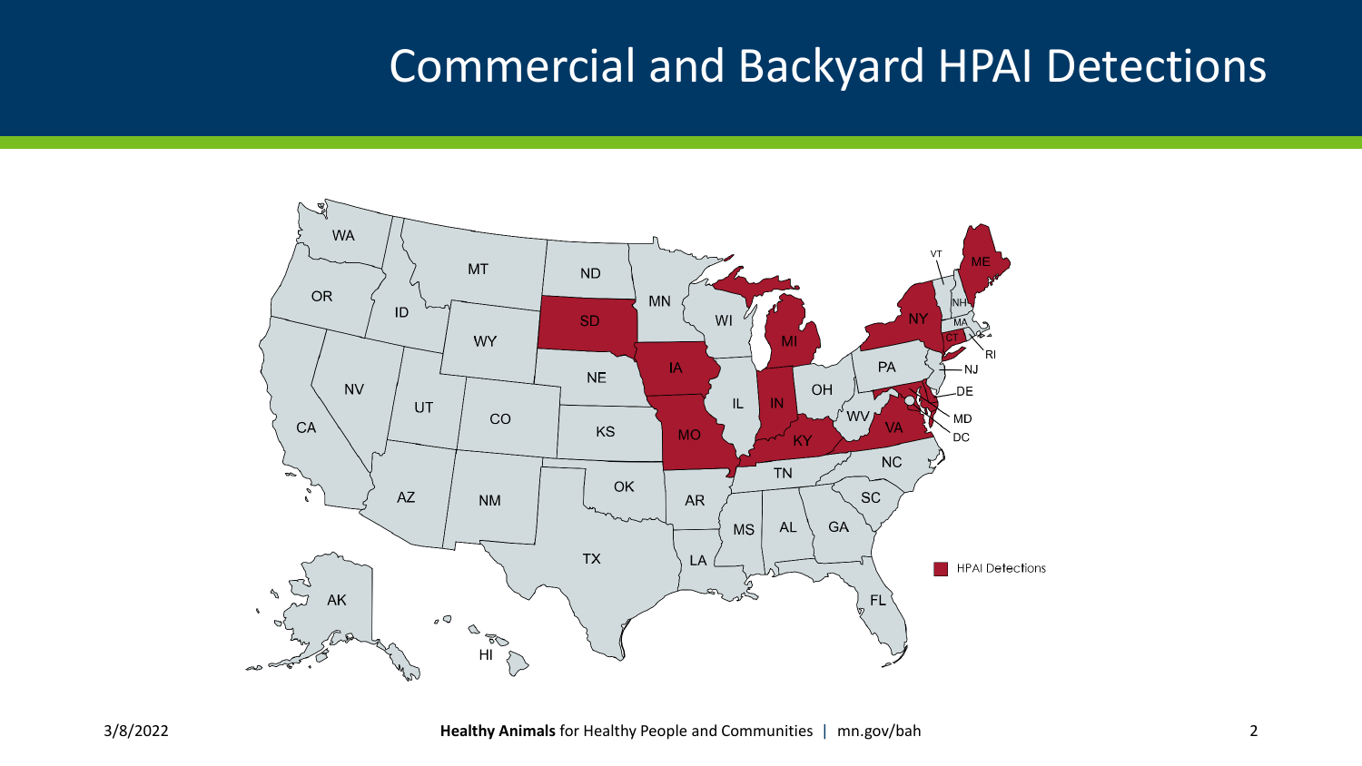# Commercial and Backyard HPAI Detections

WA, MT, ND, MN, OR, ID, SD, WI, MI, WY, IA, NE, NV, UT, CO, IL, IN, OH, PA, CA, KS, MO, KY, WV, VA, NC, TN, AZ, NM, OK, AR, SC, MS, AL, GA, TX, LA, FL, AK, HI, ME, VT, NH, NY, MA, CT, RI, NJ, DE, MD, DC

HPAI Detections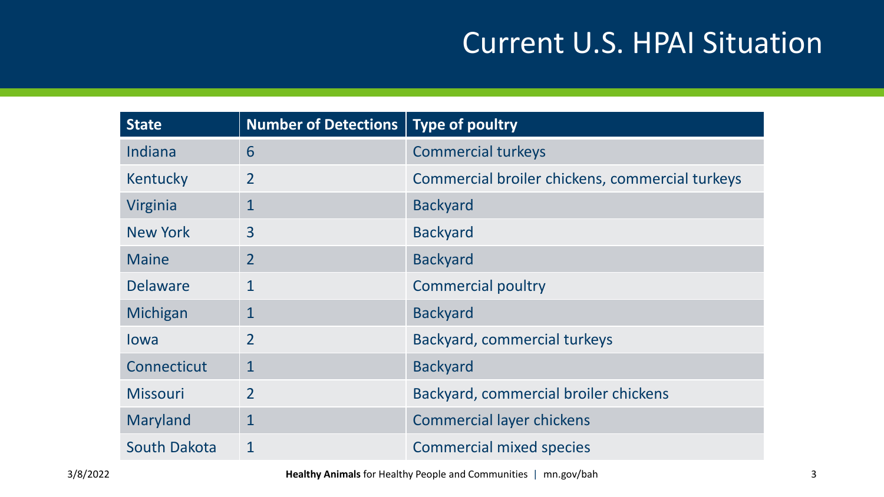# Current U.S. HPAI Situation

| State | Number of Detections | Type of poultry |
|---|---|---|
| Indiana | 6 | Commercial turkeys |
| Kentucky | 2 | Commercial broiler chickens, commercial turkeys |
| Virginia | 1 | Backyard |
| New York | 3 | Backyard |
| Maine | 2 | Backyard |
| Delaware | 1 | Commercial poultry |
| Michigan | 1 | Backyard |
| Iowa | 2 | Backyard, commercial turkeys |
| Connecticut | 1 | Backyard |
| Missouri | 2 | Backyard, commercial broiler chickens |
| Maryland | 1 | Commercial layer chickens |
| South Dakota | 1 | Commercial mixed species |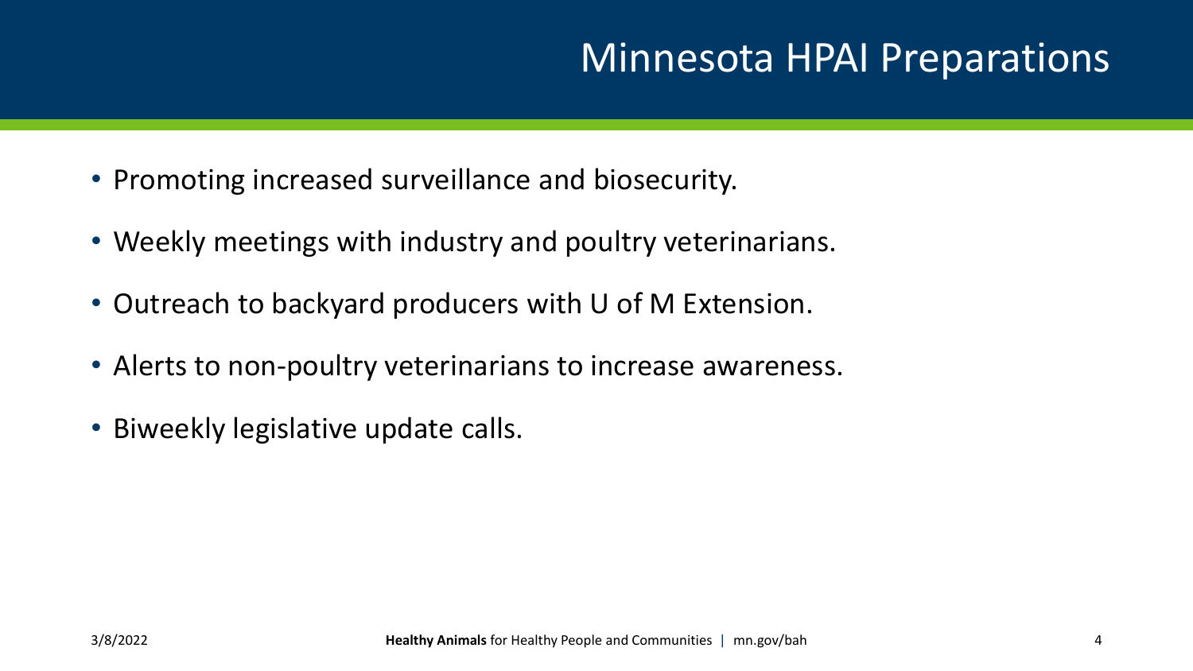# Minnesota HPAI Preparations

- Promoting increased surveillance and biosecurity.
- Weekly meetings with industry and poultry veterinarians.
- Outreach to backyard producers with U of M Extension.
- Alerts to non-poultry veterinarians to increase awareness.
- Biweekly legislative update calls.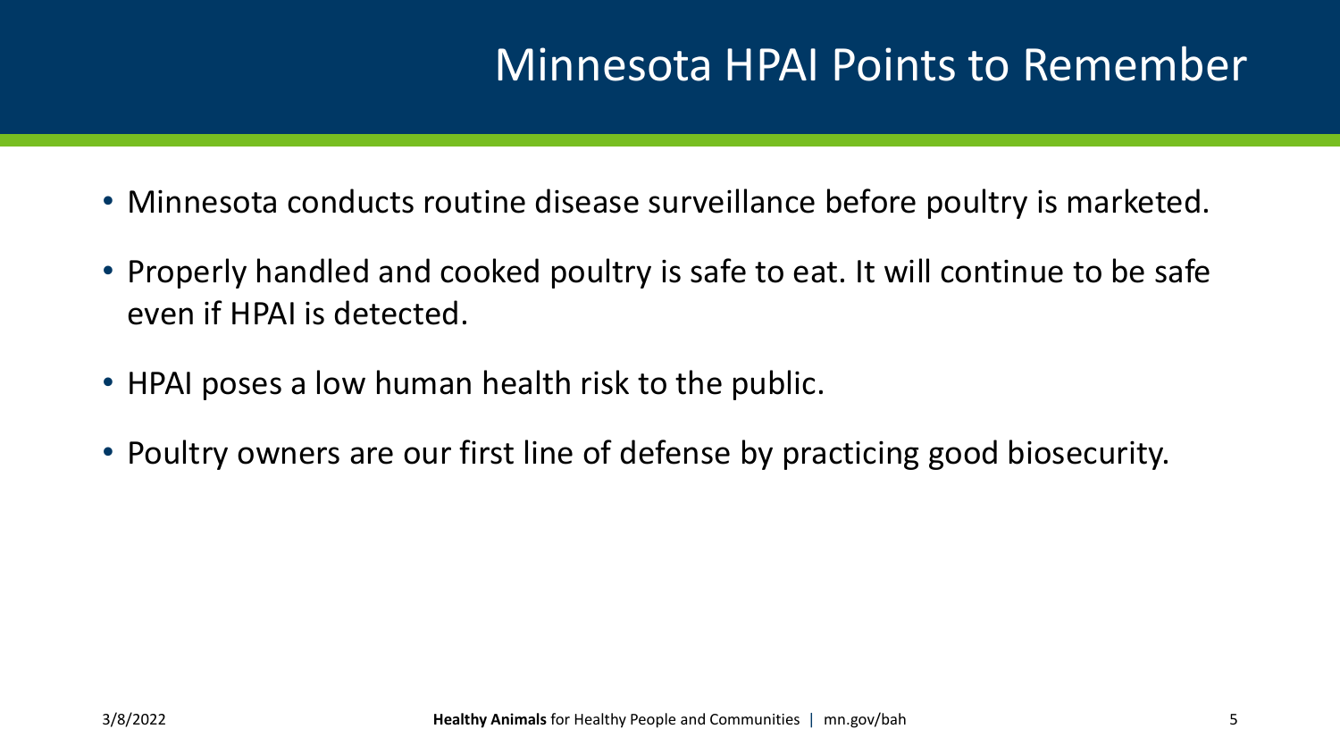# Minnesota HPAI Points to Remember

- Minnesota conducts routine disease surveillance before poultry is marketed.
- Properly handled and cooked poultry is safe to eat. It will continue to be safe even if HPAI is detected.
- HPAI poses a low human health risk to the public.
- Poultry owners are our first line of defense by practicing good biosecurity.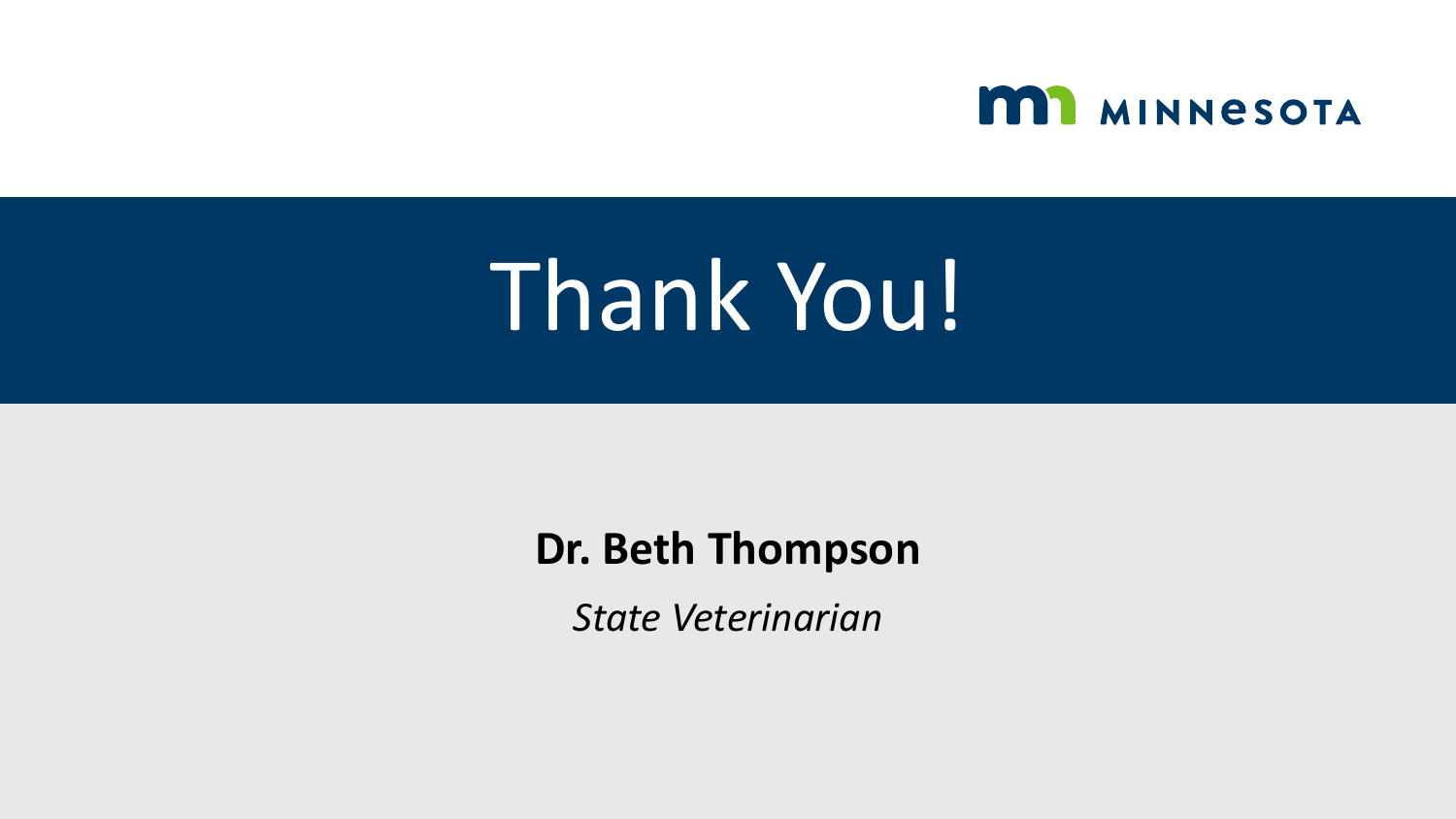MINNESOTA

# Thank You!

**Dr. Beth Thompson**

*State Veterinarian*